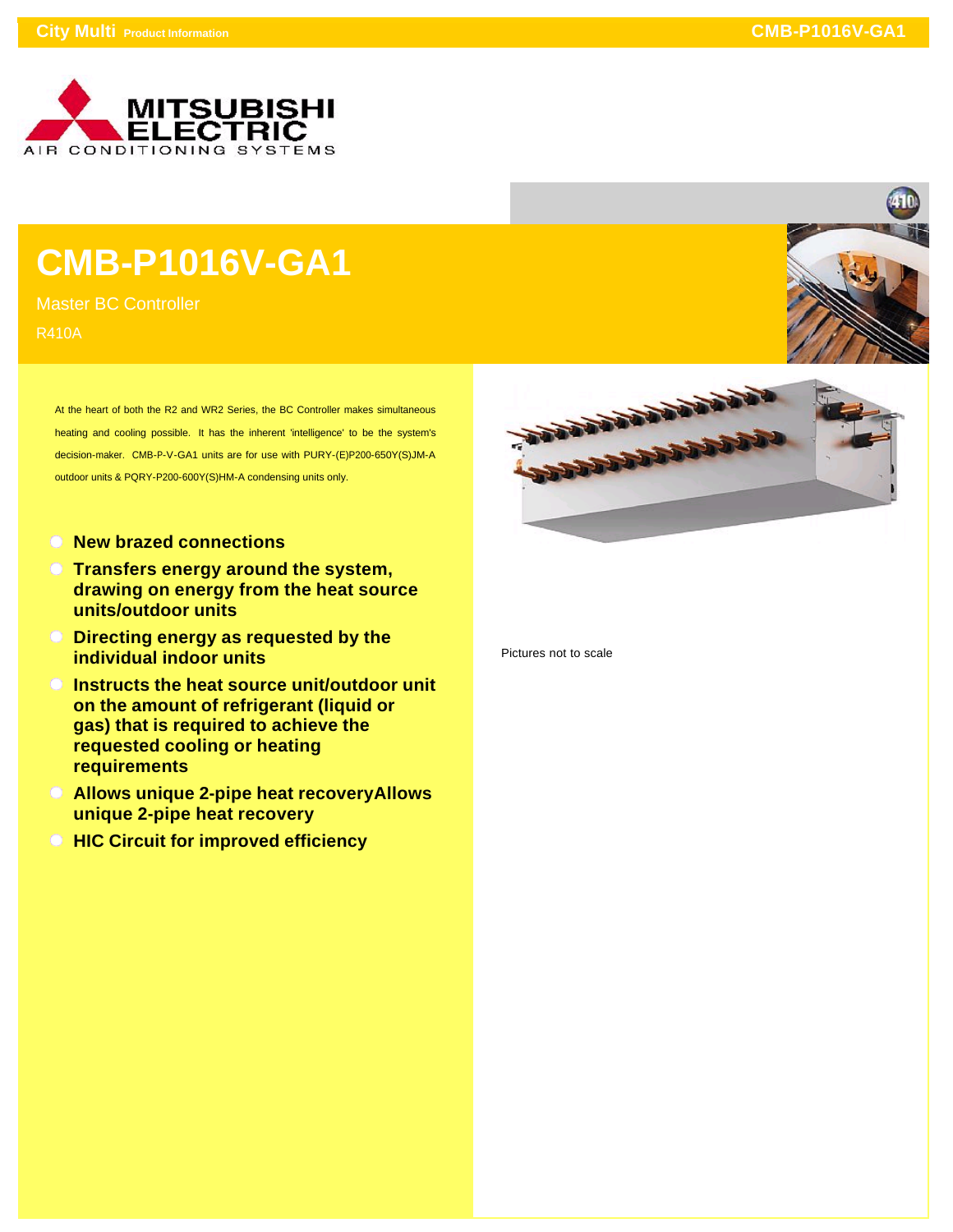# CMB-P1016V-GA1

Master BC Controller

R410A

At the heart of both the R2 and WR2 Series, the BC Controller makes simultaneous heating and cooling possible. It has the inherent 'intelligence' to be the system's decision-maker. CMB-P-V-GA1 units are for use with PURY-(E)P200-650Y(S)JM-A outdoor units & PQRY-P200-600Y(S)HM-A condensing units only.

- **New brazed connections**
- **Transfers energy around the system, drawing on energy from the heat source units/outdoor units**
- **Directing energy as requested by the individual indoor units**
- **Instructs the heat source unit/outdoor unit on the amount of refrigerant (liquid or gas) that is required to achieve the requested cooling or heating requirements**
- **Allows unique 2-pipe heat recoveryAllows unique 2-pipe heat recovery**
- **HIC Circuit for improved efficiency**

Pictures not to scale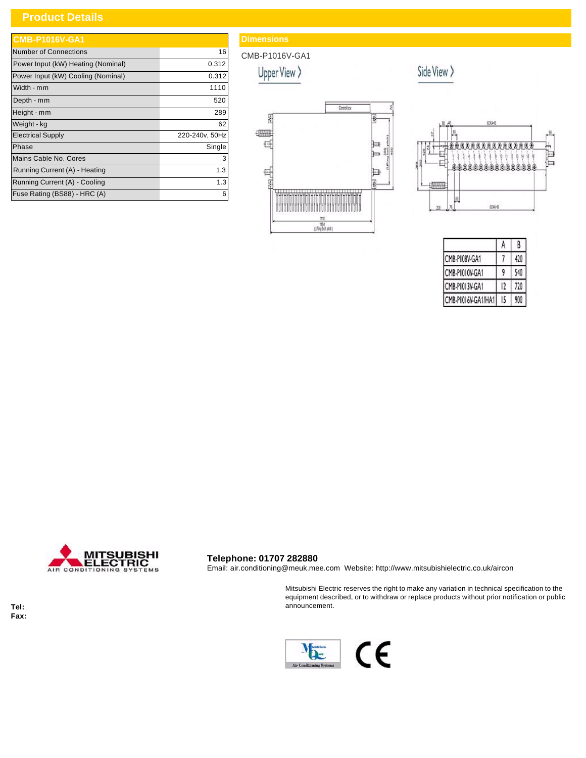# Product Details

| CMB-P1016V-GA1 | |
|---|---|
| Number of Connections | 16 |
| Power Input (kW) Heating (Nominal) | 0.312 |
| Power Input (kW) Cooling (Nominal) | 0.312 |
| Width - mm | 1110 |
| Depth - mm | 520 |
| Height - mm | 289 |
| Weight - kg | 62 |
| Electrical Supply | 220-240v, 50Hz |
| Phase | Single |
| Mains Cable No. Cores | 3 |
| Running Current (A) - Heating | 1.3 |
| Running Current (A) - Cooling | 1.3 |
| Fuse Rating (BS88) - HRC (A) | 6 |

## Dimensions

CMB-P1016V-GA1

Upper View

Side View

| | A | B |
|---|---|---|
| CMB-P108V-GA1 | 7 | 420 |
| CMB-P1010V-GA1 | 9 | 540 |
| CMB-P1013V-GA1 | 12 | 720 |
| CMB-P1016V-GA1/HA1 | 15 | 900 |

**Telephone: 01707 282880**
Email: air.conditioning@meuk.mee.com Website: http://www.mitsubishielectric.co.uk/aircon

**Tel:**
**Fax:**

Mitsubishi Electric reserves the right to make any variation in technical specification to the equipment described, or to withdraw or replace products without prior notification or public announcement.